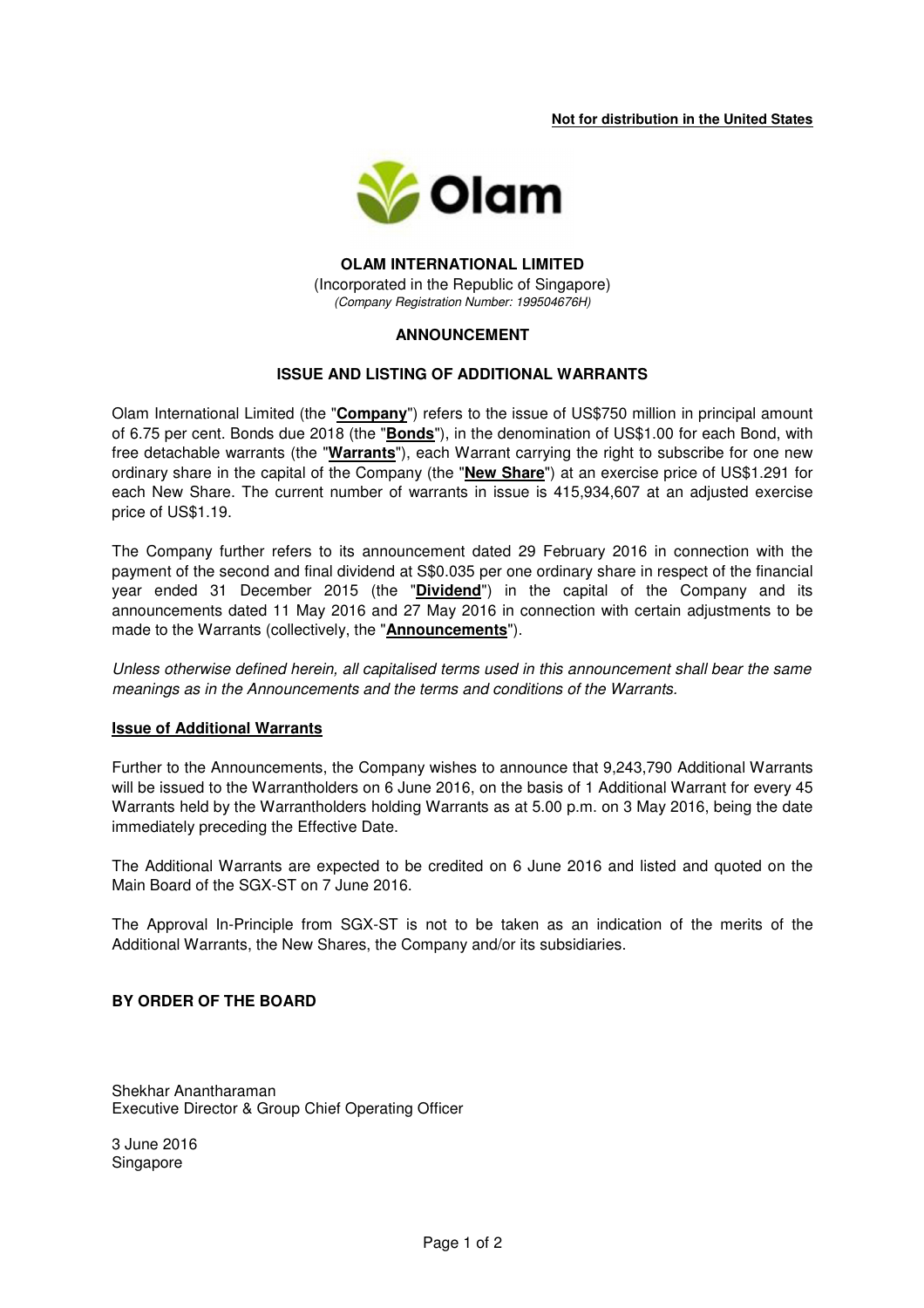**Not for distribution in the United States**

**OLAM INTERNATIONAL LIMITED**

(Incorporated in the Republic of Singapore)

*(Company Registration Number: 199504676H)*

**ANNOUNCEMENT**

**ISSUE AND LISTING OF ADDITIONAL WARRANTS**

Olam International Limited (the "**Company**") refers to the issue of US$750 million in principal amount of 6.75 per cent. Bonds due 2018 (the "**Bonds**"), in the denomination of US$1.00 for each Bond, with free detachable warrants (the "**Warrants**"), each Warrant carrying the right to subscribe for one new ordinary share in the capital of the Company (the "**New Share**") at an exercise price of US$1.291 for each New Share. The current number of warrants in issue is 415,934,607 at an adjusted exercise price of US$1.19.

The Company further refers to its announcement dated 29 February 2016 in connection with the payment of the second and final dividend at S$0.035 per one ordinary share in respect of the financial year ended 31 December 2015 (the "**Dividend**") in the capital of the Company and its announcements dated 11 May 2016 and 27 May 2016 in connection with certain adjustments to be made to the Warrants (collectively, the "**Announcements**").

*Unless otherwise defined herein, all capitalised terms used in this announcement shall bear the same meanings as in the Announcements and the terms and conditions of the Warrants.*

**Issue of Additional Warrants**

Further to the Announcements, the Company wishes to announce that 9,243,790 Additional Warrants will be issued to the Warrantholders on 6 June 2016, on the basis of 1 Additional Warrant for every 45 Warrants held by the Warrantholders holding Warrants as at 5.00 p.m. on 3 May 2016, being the date immediately preceding the Effective Date.

The Additional Warrants are expected to be credited on 6 June 2016 and listed and quoted on the Main Board of the SGX-ST on 7 June 2016.

The Approval In-Principle from SGX-ST is not to be taken as an indication of the merits of the Additional Warrants, the New Shares, the Company and/or its subsidiaries.

**BY ORDER OF THE BOARD**

Shekhar Anantharaman
Executive Director & Group Chief Operating Officer

3 June 2016
Singapore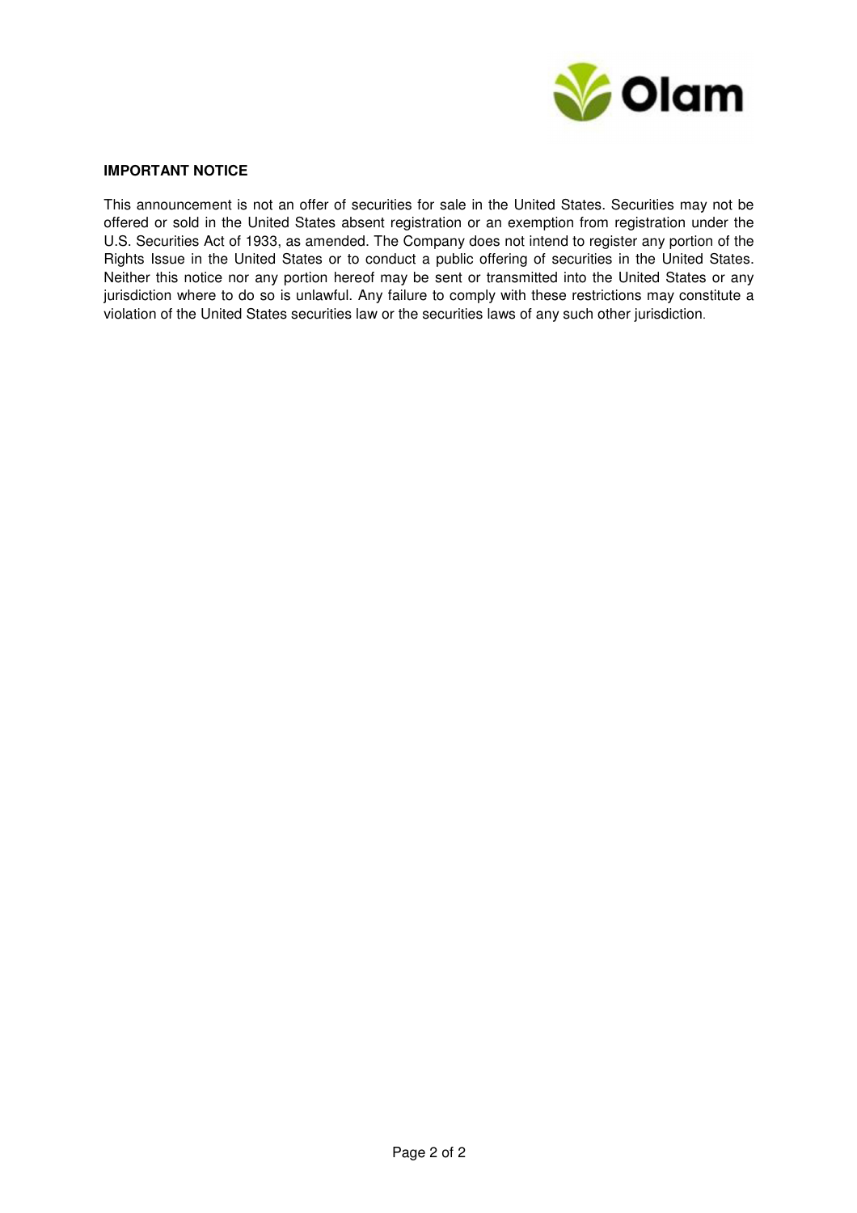**IMPORTANT NOTICE**

This announcement is not an offer of securities for sale in the United States. Securities may not be offered or sold in the United States absent registration or an exemption from registration under the U.S. Securities Act of 1933, as amended. The Company does not intend to register any portion of the Rights Issue in the United States or to conduct a public offering of securities in the United States. Neither this notice nor any portion hereof may be sent or transmitted into the United States or any jurisdiction where to do so is unlawful. Any failure to comply with these restrictions may constitute a violation of the United States securities law or the securities laws of any such other jurisdiction.